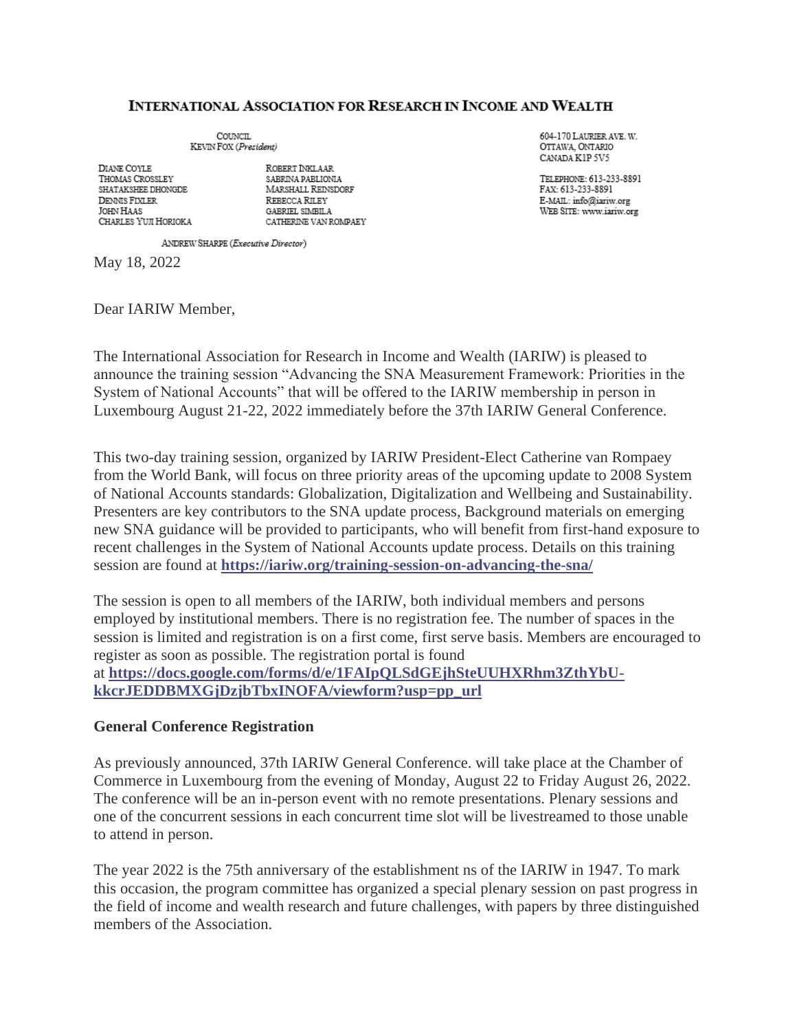# INTERNATIONAL ASSOCIATION FOR RESEARCH IN INCOME AND WEALTH

COUNCIL
KEVIN FOX (*President*)

DIANE COYLE
THOMAS CROSSLEY
SHATAKSHEE DHONGDE
DENNIS FIXLER
JOHN HAAS
CHARLES YUJI HORIOKA

ROBERT INKLAAR
SABRINA PABLIONIA
MARSHALL REINSDORF
REBECCA RILEY
GABRIEL SIMBILA
CATHERINE VAN ROMPAEY

ANDREW SHARPE (*Executive Director*)

604-170 LAURIER AVE. W.
OTTAWA, ONTARIO
CANADA K1P 5V5

TELEPHONE: 613-233-8891
FAX: 613-233-8891
E-MAIL: info@iariw.org
WEB SITE: www.iariw.org

May 18, 2022

Dear IARIW Member,

The International Association for Research in Income and Wealth (IARIW) is pleased to announce the training session "Advancing the SNA Measurement Framework: Priorities in the System of National Accounts" that will be offered to the IARIW membership in person in Luxembourg August 21-22, 2022 immediately before the 37th IARIW General Conference.

This two-day training session, organized by IARIW President-Elect Catherine van Rompaey from the World Bank, will focus on three priority areas of the upcoming update to 2008 System of National Accounts standards: Globalization, Digitalization and Wellbeing and Sustainability. Presenters are key contributors to the SNA update process, Background materials on emerging new SNA guidance will be provided to participants, who will benefit from first-hand exposure to recent challenges in the System of National Accounts update process. Details on this training session are found at **https://iariw.org/training-session-on-advancing-the-sna/**

The session is open to all members of the IARIW, both individual members and persons employed by institutional members. There is no registration fee. The number of spaces in the session is limited and registration is on a first come, first serve basis. Members are encouraged to register as soon as possible. The registration portal is found at **https://docs.google.com/forms/d/e/1FAIpQLSdGEjhSteUUHXRhm3ZthYbU-kkcrJEDDBMXGjDzjbTbxINOFA/viewform?usp=pp_url**

**General Conference Registration**

As previously announced, 37th IARIW General Conference. will take place at the Chamber of Commerce in Luxembourg from the evening of Monday, August 22 to Friday August 26, 2022. The conference will be an in-person event with no remote presentations. Plenary sessions and one of the concurrent sessions in each concurrent time slot will be livestreamed to those unable to attend in person.

The year 2022 is the 75th anniversary of the establishment ns of the IARIW in 1947. To mark this occasion, the program committee has organized a special plenary session on past progress in the field of income and wealth research and future challenges, with papers by three distinguished members of the Association.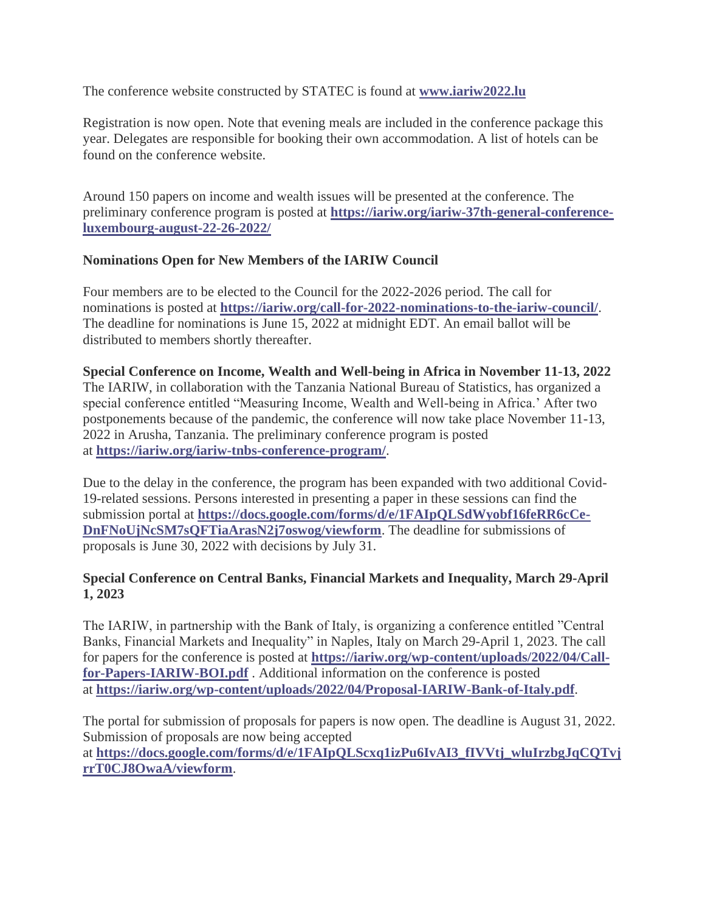The conference website constructed by STATEC is found at **www.iariw2022.lu**

Registration is now open. Note that evening meals are included in the conference package this year. Delegates are responsible for booking their own accommodation. A list of hotels can be found on the conference website.

Around 150 papers on income and wealth issues will be presented at the conference. The preliminary conference program is posted at **https://iariw.org/iariw-37th-general-conference-luxembourg-august-22-26-2022/**

**Nominations Open for New Members of the IARIW Council**

Four members are to be elected to the Council for the 2022-2026 period. The call for nominations is posted at **https://iariw.org/call-for-2022-nominations-to-the-iariw-council/**. The deadline for nominations is June 15, 2022 at midnight EDT. An email ballot will be distributed to members shortly thereafter.

**Special Conference on Income, Wealth and Well-being in Africa in November 11-13, 2022**
The IARIW, in collaboration with the Tanzania National Bureau of Statistics, has organized a special conference entitled "Measuring Income, Wealth and Well-being in Africa.' After two postponements because of the pandemic, the conference will now take place November 11-13, 2022 in Arusha, Tanzania. The preliminary conference program is posted at **https://iariw.org/iariw-tnbs-conference-program/**.

Due to the delay in the conference, the program has been expanded with two additional Covid-19-related sessions. Persons interested in presenting a paper in these sessions can find the submission portal at **https://docs.google.com/forms/d/e/1FAIpQLSdWyobf16feRR6cCe-DnFNoUjNcSM7sQFTiaArasN2j7oswog/viewform**. The deadline for submissions of proposals is June 30, 2022 with decisions by July 31.

**Special Conference on Central Banks, Financial Markets and Inequality, March 29-April 1, 2023**

The IARIW, in partnership with the Bank of Italy, is organizing a conference entitled "Central Banks, Financial Markets and Inequality" in Naples, Italy on March 29-April 1, 2023. The call for papers for the conference is posted at **https://iariw.org/wp-content/uploads/2022/04/Call-for-Papers-IARIW-BOI.pdf** . Additional information on the conference is posted at **https://iariw.org/wp-content/uploads/2022/04/Proposal-IARIW-Bank-of-Italy.pdf**.

The portal for submission of proposals for papers is now open. The deadline is August 31, 2022. Submission of proposals are now being accepted at **https://docs.google.com/forms/d/e/1FAIpQLScxq1izPu6IvAI3_fIVVtj_wluIrzbgJqCQTvjrrT0CJ8OwaA/viewform**.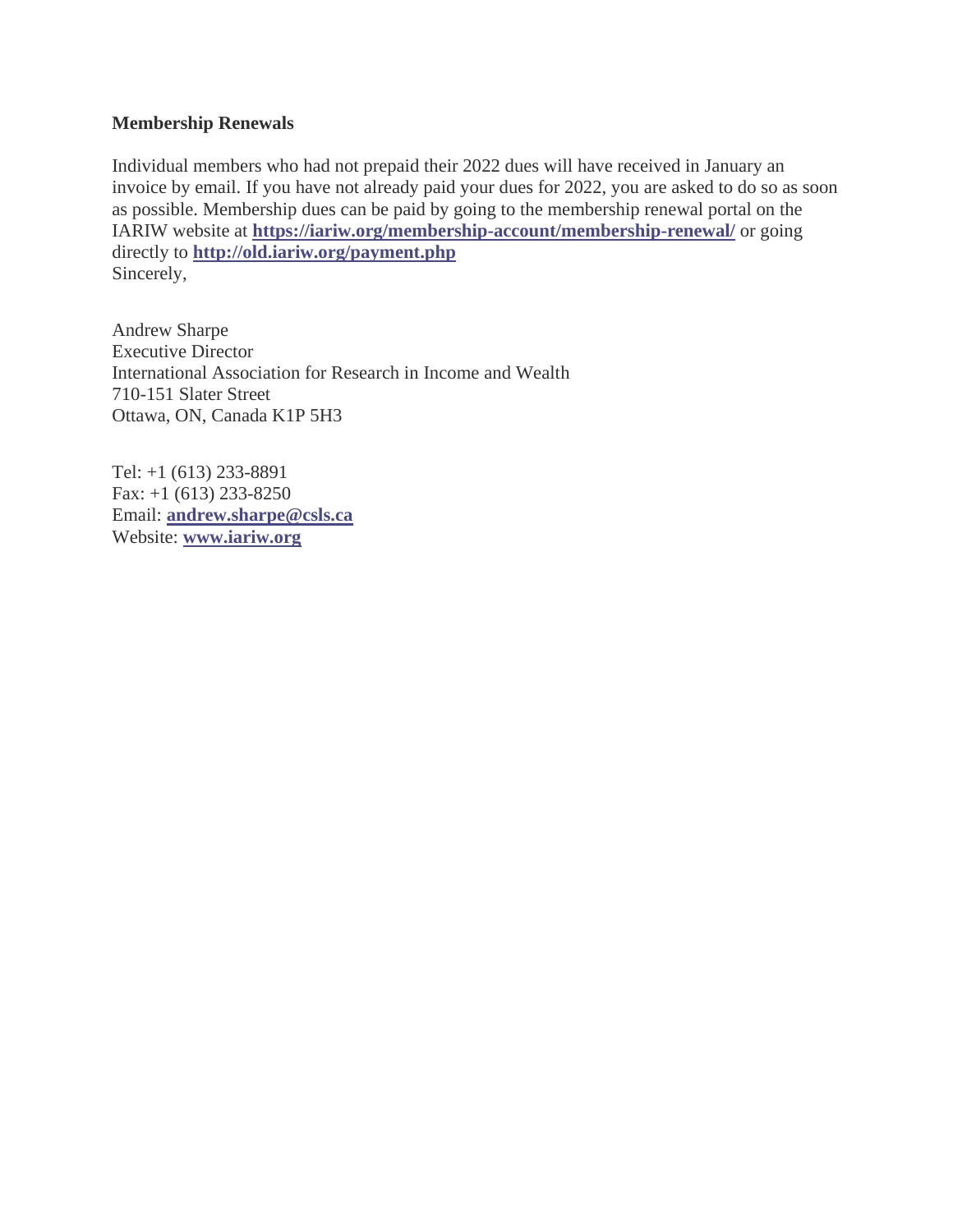**Membership Renewals**

Individual members who had not prepaid their 2022 dues will have received in January an invoice by email. If you have not already paid your dues for 2022, you are asked to do so as soon as possible. Membership dues can be paid by going to the membership renewal portal on the IARIW website at **https://iariw.org/membership-account/membership-renewal/** or going directly to **http://old.iariw.org/payment.php**
Sincerely,

Andrew Sharpe
Executive Director
International Association for Research in Income and Wealth
710-151 Slater Street
Ottawa, ON, Canada K1P 5H3

Tel: +1 (613) 233-8891
Fax: +1 (613) 233-8250
Email: **andrew.sharpe@csls.ca**
Website: **www.iariw.org**